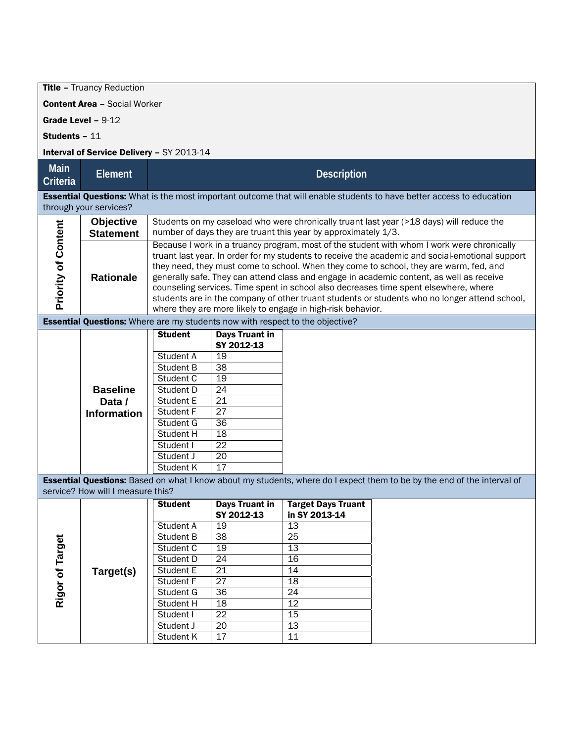**Title –** Truancy Reduction

**Content Area –** Social Worker

**Grade Level –** 9-12

**Students –** 11

**Interval of Service Delivery –** SY 2013-14

| Main Criteria | Element | Description |
|---|---|---|
| **Essential Questions:** What is the most important outcome that will enable students to have better access to education through your services? | | |
| Priority of Content | Objective Statement | Students on my caseload who were chronically truant last year (>18 days) will reduce the number of days they are truant this year by approximately 1/3. |
| | Rationale | Because I work in a truancy program, most of the student with whom I work were chronically truant last year. In order for my students to receive the academic and social-emotional support they need, they must come to school. When they come to school, they are warm, fed, and generally safe. They can attend class and engage in academic content, as well as receive counseling services. Time spent in school also decreases time spent elsewhere, where students are in the company of other truant students or students who no longer attend school, where they are more likely to engage in high-risk behavior. |
| **Essential Questions:** Where are my students now with respect to the objective? | | |
| | Baseline Data / Information | See baseline table below. |
| **Essential Questions:** Based on what I know about my students, where do I expect them to be by the end of the interval of service? How will I measure this? | | |
| Rigor of Target | Target(s) | See target table below. |

**Baseline Data / Information**

| Student | Days Truant in SY 2012-13 |
|---|---|
| Student A | 19 |
| Student B | 38 |
| Student C | 19 |
| Student D | 24 |
| Student E | 21 |
| Student F | 27 |
| Student G | 36 |
| Student H | 18 |
| Student I | 22 |
| Student J | 20 |
| Student K | 17 |

**Target(s)**

| Student | Days Truant in SY 2012-13 | Target Days Truant in SY 2013-14 |
|---|---|---|
| Student A | 19 | 13 |
| Student B | 38 | 25 |
| Student C | 19 | 13 |
| Student D | 24 | 16 |
| Student E | 21 | 14 |
| Student F | 27 | 18 |
| Student G | 36 | 24 |
| Student H | 18 | 12 |
| Student I | 22 | 15 |
| Student J | 20 | 13 |
| Student K | 17 | 11 |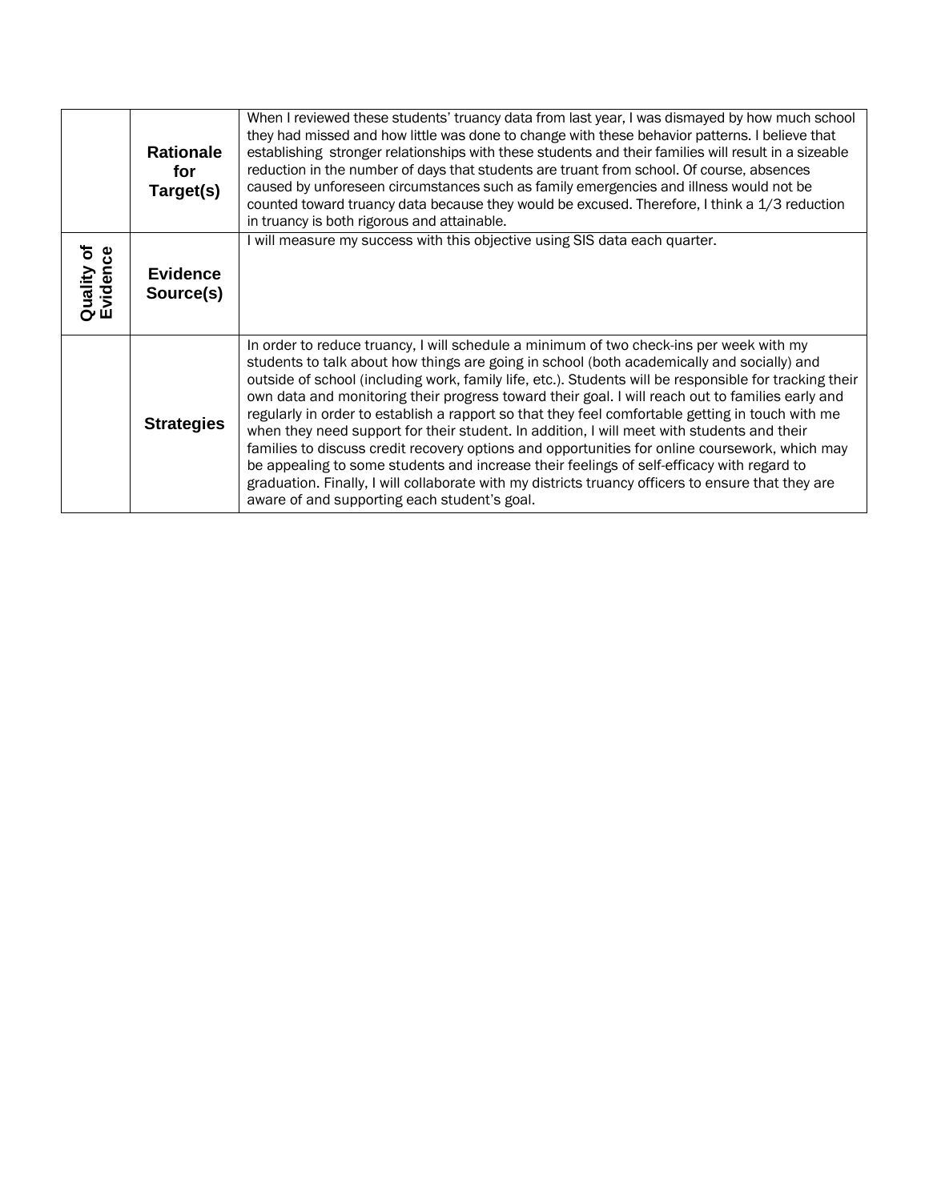| | | |
|---|---|---|
| | **Rationale for Target(s)** | When I reviewed these students' truancy data from last year, I was dismayed by how much school they had missed and how little was done to change with these behavior patterns. I believe that establishing stronger relationships with these students and their families will result in a sizeable reduction in the number of days that students are truant from school. Of course, absences caused by unforeseen circumstances such as family emergencies and illness would not be counted toward truancy data because they would be excused. Therefore, I think a 1/3 reduction in truancy is both rigorous and attainable. |
| **Quality of Evidence** | **Evidence Source(s)** | I will measure my success with this objective using SIS data each quarter. |
| | **Strategies** | In order to reduce truancy, I will schedule a minimum of two check-ins per week with my students to talk about how things are going in school (both academically and socially) and outside of school (including work, family life, etc.). Students will be responsible for tracking their own data and monitoring their progress toward their goal. I will reach out to families early and regularly in order to establish a rapport so that they feel comfortable getting in touch with me when they need support for their student. In addition, I will meet with students and their families to discuss credit recovery options and opportunities for online coursework, which may be appealing to some students and increase their feelings of self-efficacy with regard to graduation. Finally, I will collaborate with my districts truancy officers to ensure that they are aware of and supporting each student's goal. |